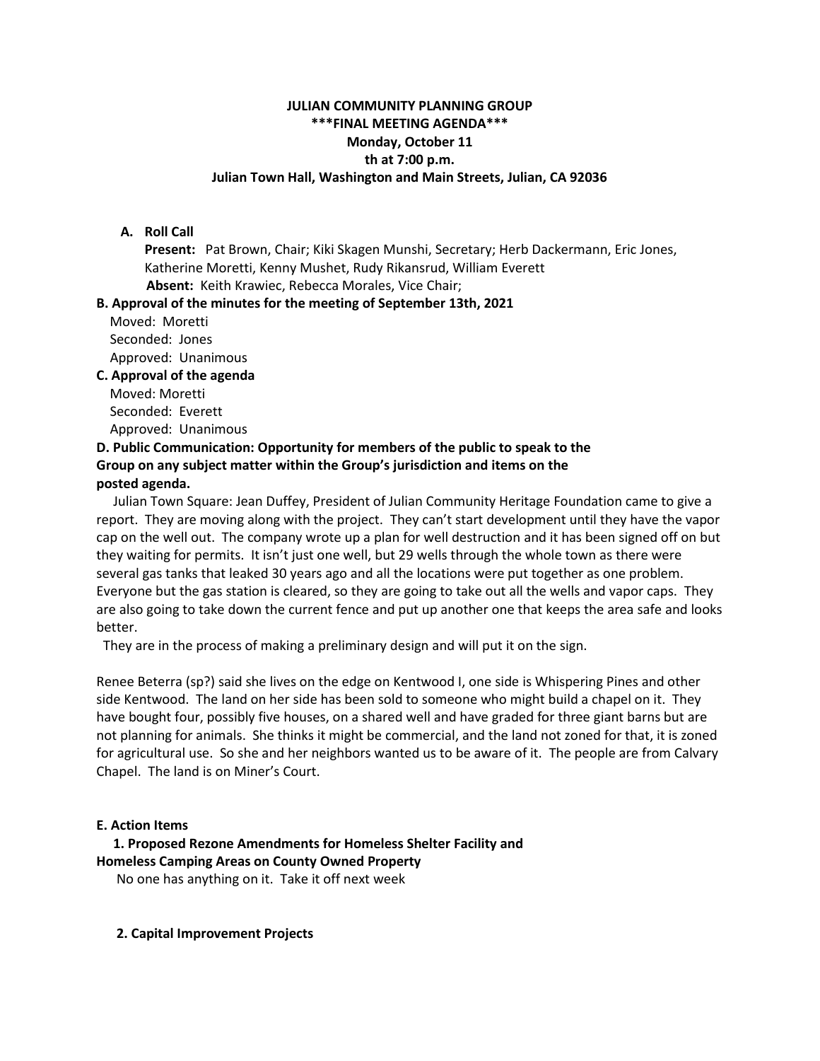**JULIAN COMMUNITY PLANNING GROUP**
**\*\*\*FINAL MEETING AGENDA\*\*\***
**Monday, October 11**
**th at 7:00 p.m.**
**Julian Town Hall, Washington and Main Streets, Julian, CA 92036**

**A. Roll Call**

**Present:** Pat Brown, Chair; Kiki Skagen Munshi, Secretary; Herb Dackermann, Eric Jones, Katherine Moretti, Kenny Mushet, Rudy Rikansrud, William Everett
**Absent:** Keith Krawiec, Rebecca Morales, Vice Chair;

**B. Approval of the minutes for the meeting of September 13th, 2021**

Moved: Moretti
Seconded: Jones
Approved: Unanimous

**C. Approval of the agenda**

Moved: Moretti
Seconded: Everett
Approved: Unanimous

**D. Public Communication: Opportunity for members of the public to speak to the Group on any subject matter within the Group's jurisdiction and items on the posted agenda.**

Julian Town Square: Jean Duffey, President of Julian Community Heritage Foundation came to give a report. They are moving along with the project. They can't start development until they have the vapor cap on the well out. The company wrote up a plan for well destruction and it has been signed off on but they waiting for permits. It isn't just one well, but 29 wells through the whole town as there were several gas tanks that leaked 30 years ago and all the locations were put together as one problem. Everyone but the gas station is cleared, so they are going to take out all the wells and vapor caps. They are also going to take down the current fence and put up another one that keeps the area safe and looks better.

They are in the process of making a preliminary design and will put it on the sign.

Renee Beterra (sp?) said she lives on the edge on Kentwood I, one side is Whispering Pines and other side Kentwood. The land on her side has been sold to someone who might build a chapel on it. They have bought four, possibly five houses, on a shared well and have graded for three giant barns but are not planning for animals. She thinks it might be commercial, and the land not zoned for that, it is zoned for agricultural use. So she and her neighbors wanted us to be aware of it. The people are from Calvary Chapel. The land is on Miner's Court.

**E. Action Items**

**1. Proposed Rezone Amendments for Homeless Shelter Facility and Homeless Camping Areas on County Owned Property**

No one has anything on it. Take it off next week

**2. Capital Improvement Projects**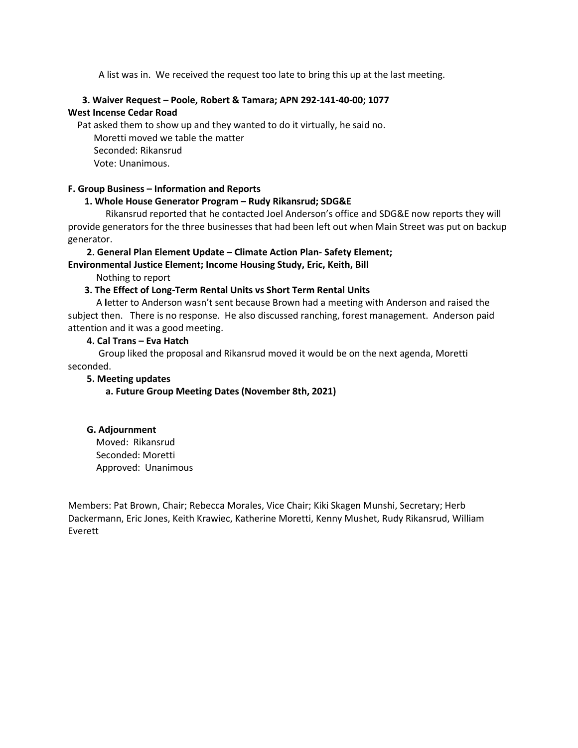A list was in. We received the request too late to bring this up at the last meeting.

**3. Waiver Request – Poole, Robert & Tamara; APN 292-141-40-00; 1077 West Incense Cedar Road**

Pat asked them to show up and they wanted to do it virtually, he said no.

Moretti moved we table the matter

Seconded: Rikansrud

Vote: Unanimous.

**F. Group Business – Information and Reports**

**1. Whole House Generator Program – Rudy Rikansrud; SDG&E**

Rikansrud reported that he contacted Joel Anderson's office and SDG&E now reports they will provide generators for the three businesses that had been left out when Main Street was put on backup generator.

**2. General Plan Element Update – Climate Action Plan- Safety Element; Environmental Justice Element; Income Housing Study, Eric, Keith, Bill**

Nothing to report

**3. The Effect of Long-Term Rental Units vs Short Term Rental Units**

A letter to Anderson wasn't sent because Brown had a meeting with Anderson and raised the subject then. There is no response. He also discussed ranching, forest management. Anderson paid attention and it was a good meeting.

**4. Cal Trans – Eva Hatch**

Group liked the proposal and Rikansrud moved it would be on the next agenda, Moretti seconded.

**5. Meeting updates**

**a. Future Group Meeting Dates (November 8th, 2021)**

**G. Adjournment**

Moved: Rikansrud

Seconded: Moretti

Approved: Unanimous

Members: Pat Brown, Chair; Rebecca Morales, Vice Chair; Kiki Skagen Munshi, Secretary; Herb Dackermann, Eric Jones, Keith Krawiec, Katherine Moretti, Kenny Mushet, Rudy Rikansrud, William Everett